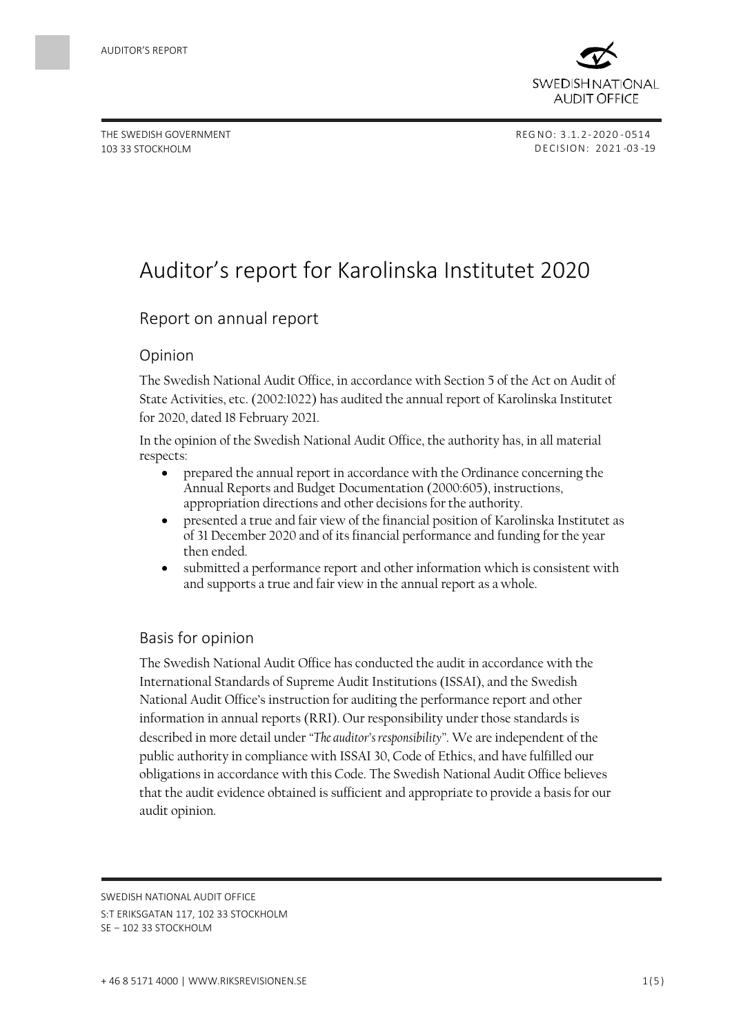THE SWEDISH GOVERNMENT
103 33 STOCKHOLM

REG NO: 3.1.2-2020-0514
DECISION: 2021-03-19

# Auditor's report for Karolinska Institutet 2020

## Report on annual report

### Opinion

The Swedish National Audit Office, in accordance with Section 5 of the Act on Audit of State Activities, etc. (2002:1022) has audited the annual report of Karolinska Institutet for 2020, dated 18 February 2021.

In the opinion of the Swedish National Audit Office, the authority has, in all material respects:

- prepared the annual report in accordance with the Ordinance concerning the Annual Reports and Budget Documentation (2000:605), instructions, appropriation directions and other decisions for the authority.
- presented a true and fair view of the financial position of Karolinska Institutet as of 31 December 2020 and of its financial performance and funding for the year then ended.
- submitted a performance report and other information which is consistent with and supports a true and fair view in the annual report as a whole.

### Basis for opinion

The Swedish National Audit Office has conducted the audit in accordance with the International Standards of Supreme Audit Institutions (ISSAI), and the Swedish National Audit Office's instruction for auditing the performance report and other information in annual reports (RRI). Our responsibility under those standards is described in more detail under "*The auditor's responsibility*". We are independent of the public authority in compliance with ISSAI 30, Code of Ethics, and have fulfilled our obligations in accordance with this Code. The Swedish National Audit Office believes that the audit evidence obtained is sufficient and appropriate to provide a basis for our audit opinion.

SWEDISH NATIONAL AUDIT OFFICE
S:T ERIKSGATAN 117, 102 33 STOCKHOLM
SE – 102 33 STOCKHOLM

+ 46 8 5171 4000 | WWW.RIKSREVISIONEN.SE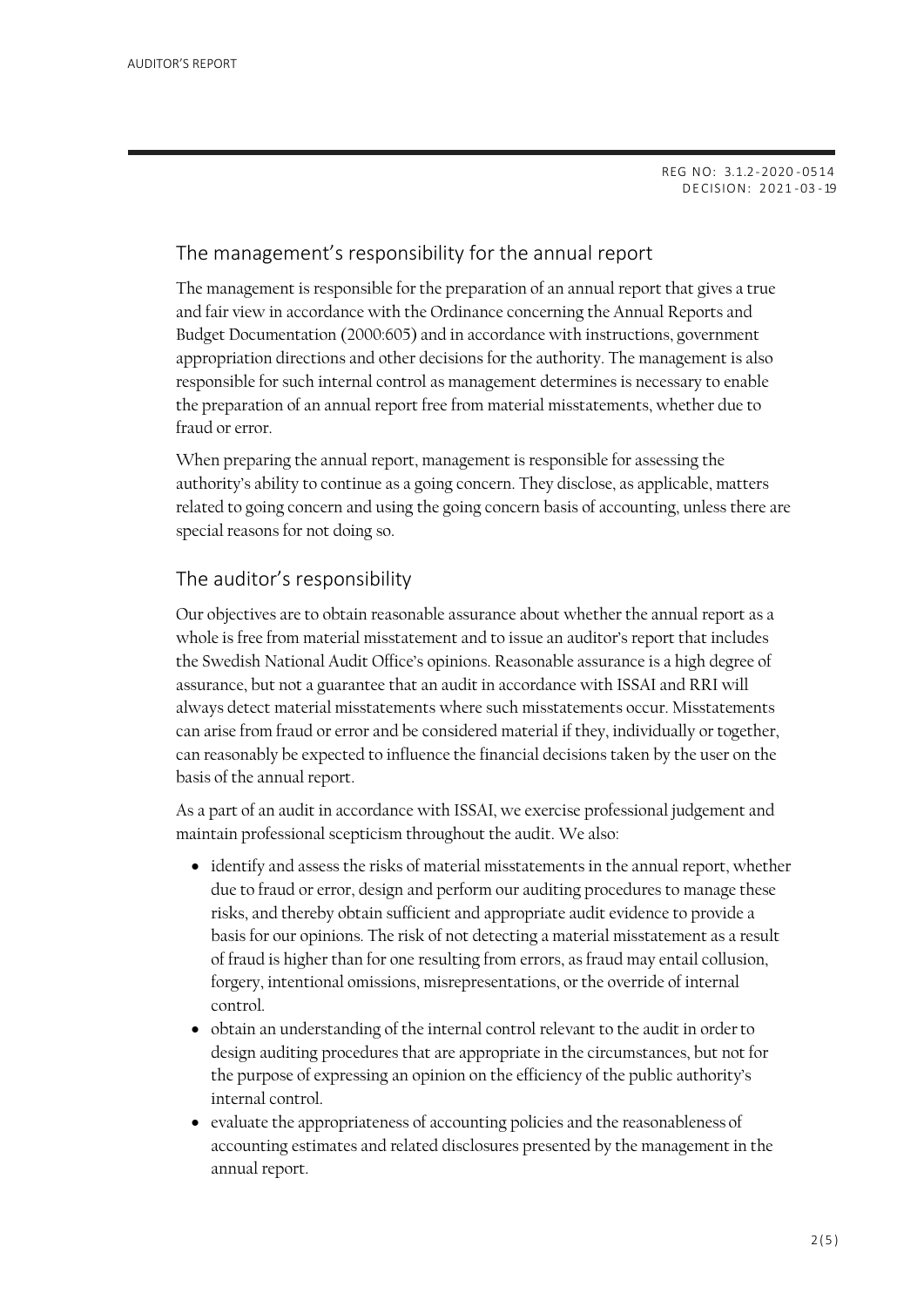REG NO: 3.1.2-2020-0514
DECISION: 2021-03-19

## The management's responsibility for the annual report

The management is responsible for the preparation of an annual report that gives a true and fair view in accordance with the Ordinance concerning the Annual Reports and Budget Documentation (2000:605) and in accordance with instructions, government appropriation directions and other decisions for the authority. The management is also responsible for such internal control as management determines is necessary to enable the preparation of an annual report free from material misstatements, whether due to fraud or error.

When preparing the annual report, management is responsible for assessing the authority's ability to continue as a going concern. They disclose, as applicable, matters related to going concern and using the going concern basis of accounting, unless there are special reasons for not doing so.

## The auditor's responsibility

Our objectives are to obtain reasonable assurance about whether the annual report as a whole is free from material misstatement and to issue an auditor's report that includes the Swedish National Audit Office's opinions. Reasonable assurance is a high degree of assurance, but not a guarantee that an audit in accordance with ISSAI and RRI will always detect material misstatements where such misstatements occur. Misstatements can arise from fraud or error and be considered material if they, individually or together, can reasonably be expected to influence the financial decisions taken by the user on the basis of the annual report.

As a part of an audit in accordance with ISSAI, we exercise professional judgement and maintain professional scepticism throughout the audit. We also:

- identify and assess the risks of material misstatements in the annual report, whether due to fraud or error, design and perform our auditing procedures to manage these risks, and thereby obtain sufficient and appropriate audit evidence to provide a basis for our opinions. The risk of not detecting a material misstatement as a result of fraud is higher than for one resulting from errors, as fraud may entail collusion, forgery, intentional omissions, misrepresentations, or the override of internal control.
- obtain an understanding of the internal control relevant to the audit in order to design auditing procedures that are appropriate in the circumstances, but not for the purpose of expressing an opinion on the efficiency of the public authority's internal control.
- evaluate the appropriateness of accounting policies and the reasonableness of accounting estimates and related disclosures presented by the management in the annual report.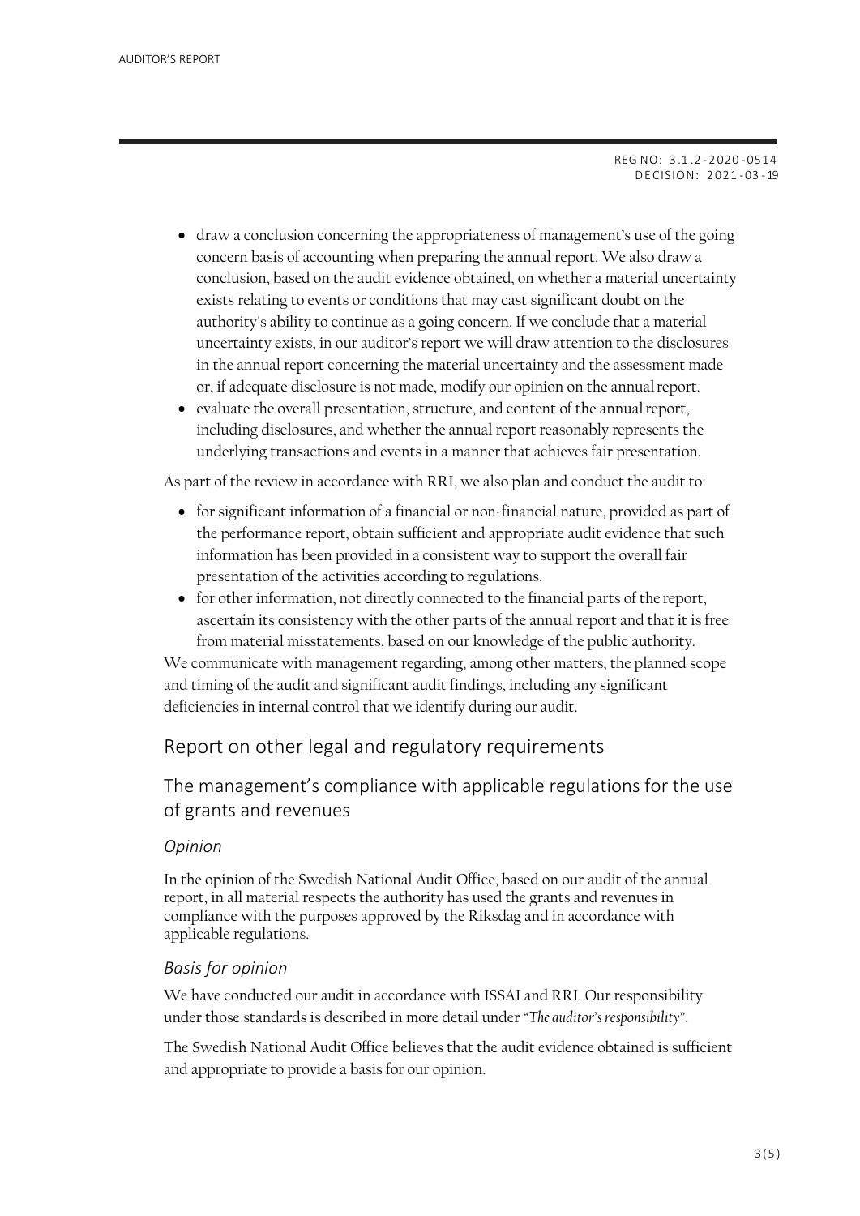REG NO: 3.1.2-2020-0514
DECISION: 2021-03-19

- draw a conclusion concerning the appropriateness of management's use of the going concern basis of accounting when preparing the annual report. We also draw a conclusion, based on the audit evidence obtained, on whether a material uncertainty exists relating to events or conditions that may cast significant doubt on the authority's ability to continue as a going concern. If we conclude that a material uncertainty exists, in our auditor's report we will draw attention to the disclosures in the annual report concerning the material uncertainty and the assessment made or, if adequate disclosure is not made, modify our opinion on the annual report.
- evaluate the overall presentation, structure, and content of the annual report, including disclosures, and whether the annual report reasonably represents the underlying transactions and events in a manner that achieves fair presentation.

As part of the review in accordance with RRI, we also plan and conduct the audit to:

- for significant information of a financial or non-financial nature, provided as part of the performance report, obtain sufficient and appropriate audit evidence that such information has been provided in a consistent way to support the overall fair presentation of the activities according to regulations.
- for other information, not directly connected to the financial parts of the report, ascertain its consistency with the other parts of the annual report and that it is free from material misstatements, based on our knowledge of the public authority.

We communicate with management regarding, among other matters, the planned scope and timing of the audit and significant audit findings, including any significant deficiencies in internal control that we identify during our audit.

## Report on other legal and regulatory requirements

### The management's compliance with applicable regulations for the use of grants and revenues

#### *Opinion*

In the opinion of the Swedish National Audit Office, based on our audit of the annual report, in all material respects the authority has used the grants and revenues in compliance with the purposes approved by the Riksdag and in accordance with applicable regulations.

#### *Basis for opinion*

We have conducted our audit in accordance with ISSAI and RRI. Our responsibility under those standards is described in more detail under "*The auditor's responsibility*".

The Swedish National Audit Office believes that the audit evidence obtained is sufficient and appropriate to provide a basis for our opinion.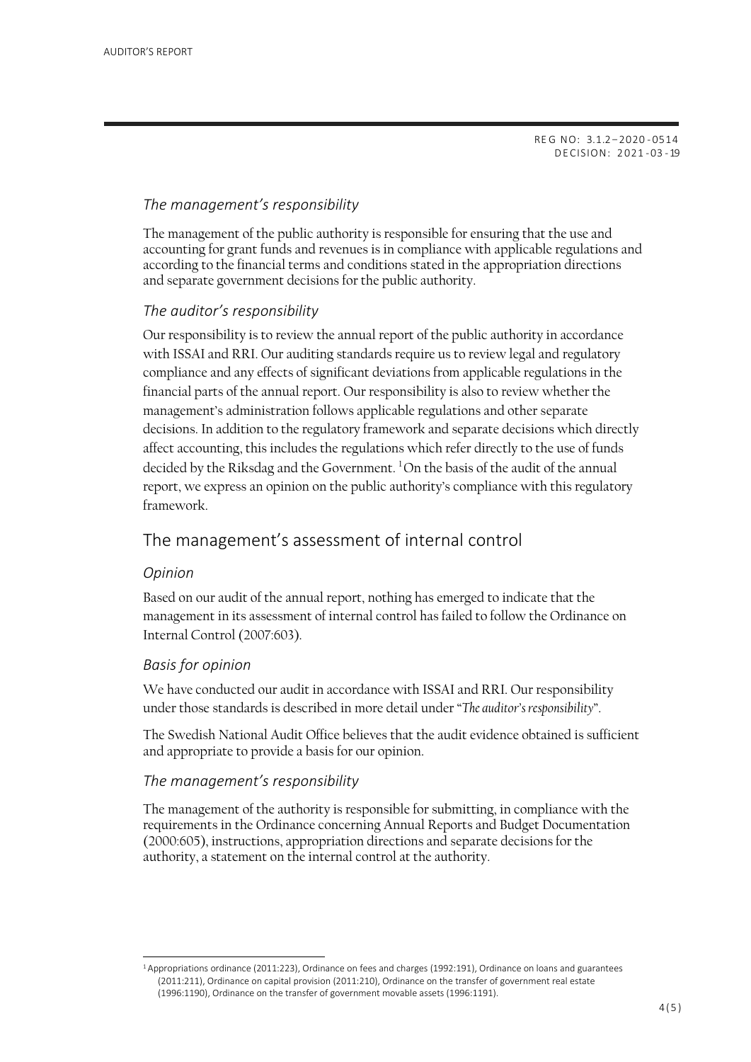REG NO: 3.1.2–2020-0514
DECISION: 2021-03-19

### *The management's responsibility*

The management of the public authority is responsible for ensuring that the use and accounting for grant funds and revenues is in compliance with applicable regulations and according to the financial terms and conditions stated in the appropriation directions and separate government decisions for the public authority.

### *The auditor's responsibility*

Our responsibility is to review the annual report of the public authority in accordance with ISSAI and RRI. Our auditing standards require us to review legal and regulatory compliance and any effects of significant deviations from applicable regulations in the financial parts of the annual report. Our responsibility is also to review whether the management's administration follows applicable regulations and other separate decisions. In addition to the regulatory framework and separate decisions which directly affect accounting, this includes the regulations which refer directly to the use of funds decided by the Riksdag and the Government. [1] On the basis of the audit of the annual report, we express an opinion on the public authority's compliance with this regulatory framework.

## The management's assessment of internal control

### *Opinion*

Based on our audit of the annual report, nothing has emerged to indicate that the management in its assessment of internal control has failed to follow the Ordinance on Internal Control (2007:603).

### *Basis for opinion*

We have conducted our audit in accordance with ISSAI and RRI. Our responsibility under those standards is described in more detail under "*The auditor's responsibility*".

The Swedish National Audit Office believes that the audit evidence obtained is sufficient and appropriate to provide a basis for our opinion.

### *The management's responsibility*

The management of the authority is responsible for submitting, in compliance with the requirements in the Ordinance concerning Annual Reports and Budget Documentation (2000:605), instructions, appropriation directions and separate decisions for the authority, a statement on the internal control at the authority.

---

[1] Appropriations ordinance (2011:223), Ordinance on fees and charges (1992:191), Ordinance on loans and guarantees (2011:211), Ordinance on capital provision (2011:210), Ordinance on the transfer of government real estate (1996:1190), Ordinance on the transfer of government movable assets (1996:1191).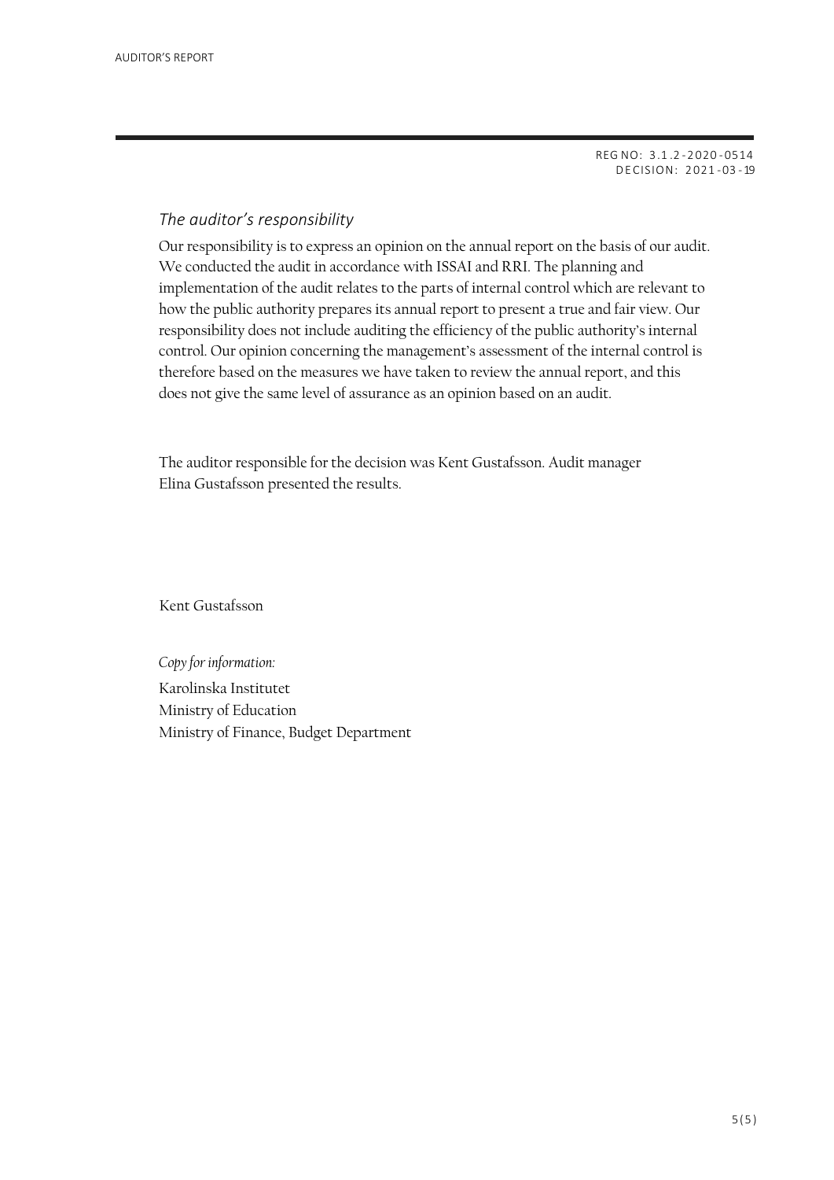REG NO: 3.1.2-2020-0514
DECISION: 2021-03-19

### *The auditor's responsibility*

Our responsibility is to express an opinion on the annual report on the basis of our audit. We conducted the audit in accordance with ISSAI and RRI. The planning and implementation of the audit relates to the parts of internal control which are relevant to how the public authority prepares its annual report to present a true and fair view. Our responsibility does not include auditing the efficiency of the public authority's internal control. Our opinion concerning the management's assessment of the internal control is therefore based on the measures we have taken to review the annual report, and this does not give the same level of assurance as an opinion based on an audit.

The auditor responsible for the decision was Kent Gustafsson. Audit manager Elina Gustafsson presented the results.

Kent Gustafsson

*Copy for information:*

Karolinska Institutet
Ministry of Education
Ministry of Finance, Budget Department